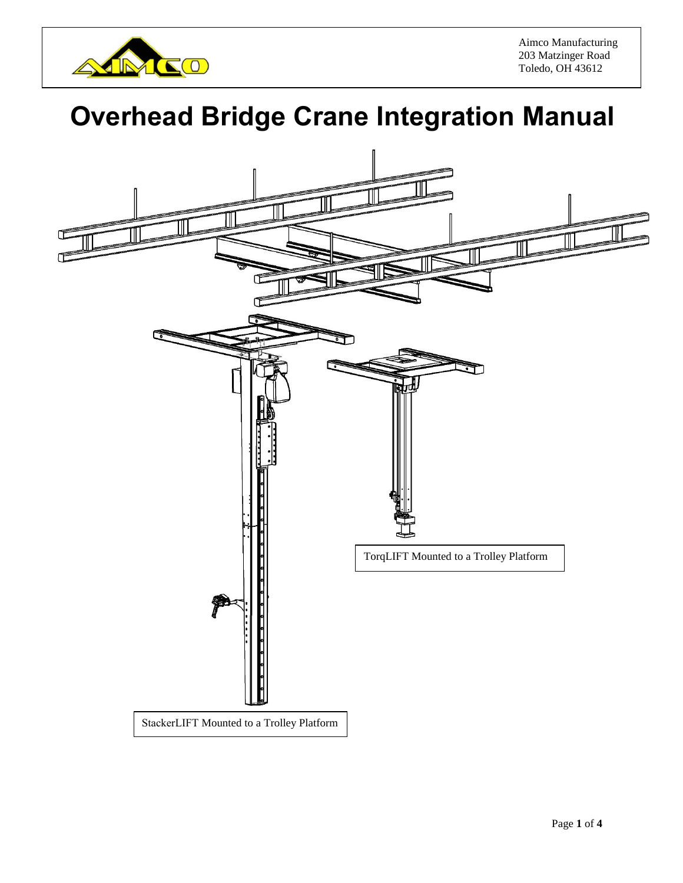Aimco Manufacturing
203 Matzinger Road
Toledo, OH 43612

# Overhead Bridge Crane Integration Manual

TorqLIFT Mounted to a Trolley Platform

StackerLIFT Mounted to a Trolley Platform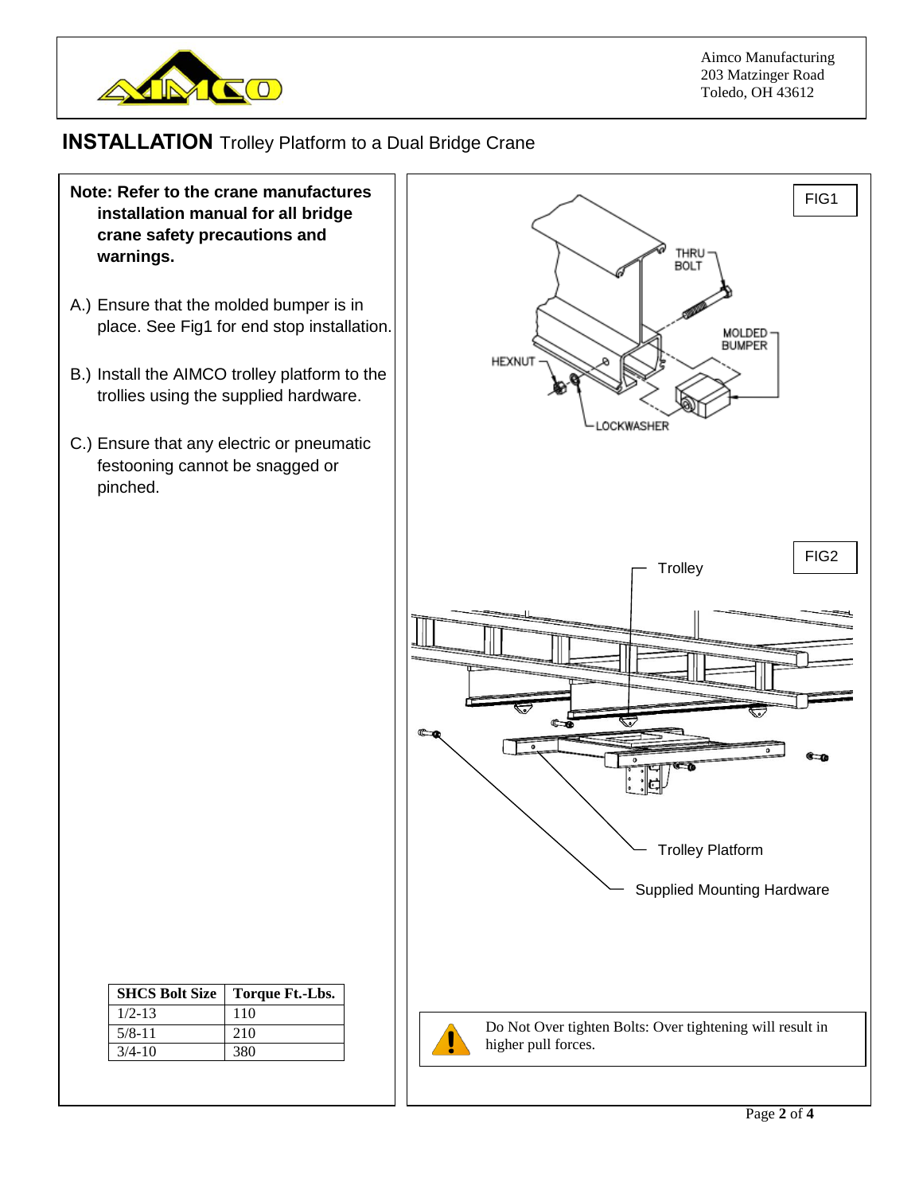Aimco Manufacturing
203 Matzinger Road
Toledo, OH 43612

# **INSTALLATION** Trolley Platform to a Dual Bridge Crane

**Note: Refer to the crane manufactures installation manual for all bridge crane safety precautions and warnings.**

A.) Ensure that the molded bumper is in place. See Fig1 for end stop installation.

B.) Install the AIMCO trolley platform to the trollies using the supplied hardware.

C.) Ensure that any electric or pneumatic festooning cannot be snagged or pinched.

FIG1

THRU BOLT
MOLDED BUMPER
HEXNUT
LOCKWASHER

FIG2

Trolley
Trolley Platform
Supplied Mounting Hardware

| SHCS Bolt Size | Torque Ft.-Lbs. |
|---|---|
| 1/2-13 | 110 |
| 5/8-11 | 210 |
| 3/4-10 | 380 |

Do Not Over tighten Bolts: Over tightening will result in higher pull forces.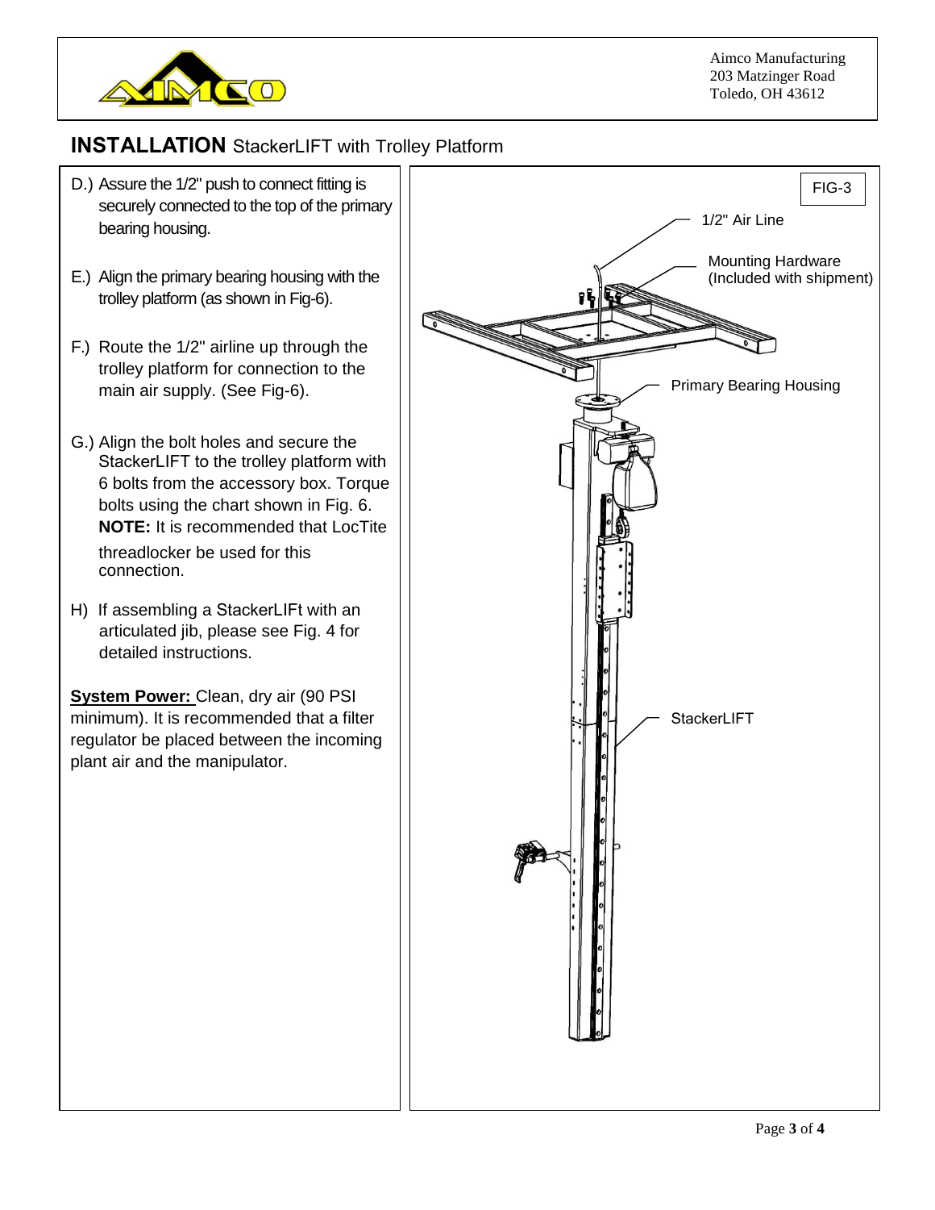# INSTALLATION StackerLIFT with Trolley Platform

D.) Assure the 1/2" push to connect fitting is securely connected to the top of the primary bearing housing.

E.) Align the primary bearing housing with the trolley platform (as shown in Fig-6).

F.) Route the 1/2" airline up through the trolley platform for connection to the main air supply. (See Fig-6).

G.) Align the bolt holes and secure the StackerLIFT to the trolley platform with 6 bolts from the accessory box. Torque bolts using the chart shown in Fig. 6. **NOTE:** It is recommended that LocTite threadlocker be used for this connection.

H) If assembling a StackerLIFt with an articulated jib, please see Fig. 4 for detailed instructions.

**System Power:** Clean, dry air (90 PSI minimum). It is recommended that a filter regulator be placed between the incoming plant air and the manipulator.

FIG-3

1/2" Air Line

Mounting Hardware (Included with shipment)

Primary Bearing Housing

StackerLIFT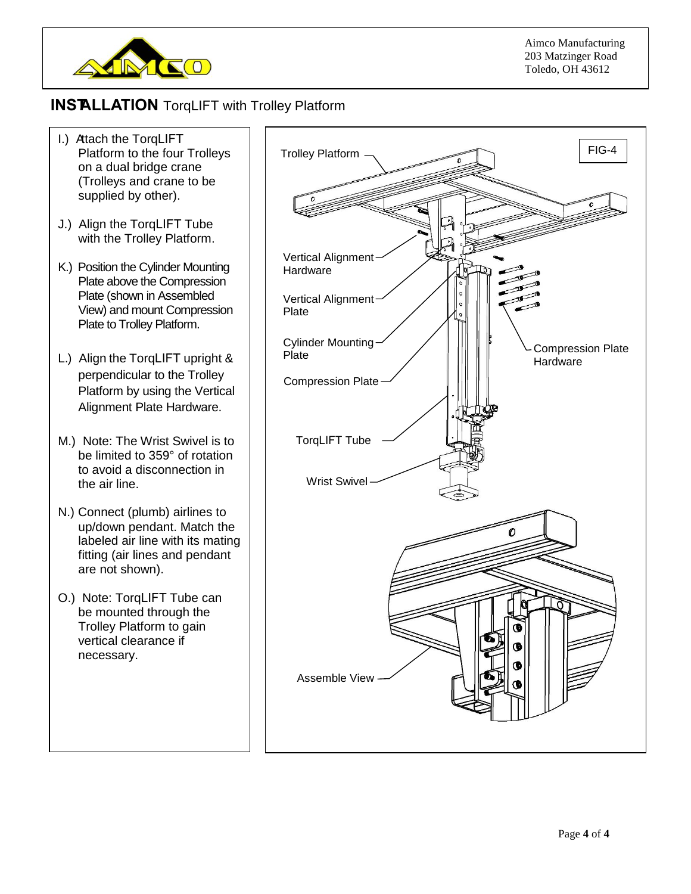Aimco Manufacturing
203 Matzinger Road
Toledo, OH 43612

## **INSTALLATION** TorqLIFT with Trolley Platform

I.) Attach the TorqLIFT Platform to the four Trolleys on a dual bridge crane (Trolleys and crane to be supplied by other).

J.) Align the TorqLIFT Tube with the Trolley Platform.

K.) Position the Cylinder Mounting Plate above the Compression Plate (shown in Assembled View) and mount Compression Plate to Trolley Platform.

L.) Align the TorqLIFT upright & perpendicular to the Trolley Platform by using the Vertical Alignment Plate Hardware.

M.) Note: The Wrist Swivel is to be limited to 359° of rotation to avoid a disconnection in the air line.

N.) Connect (plumb) airlines to up/down pendant. Match the labeled air line with its mating fitting (air lines and pendant are not shown).

O.) Note: TorqLIFT Tube can be mounted through the Trolley Platform to gain vertical clearance if necessary.

FIG-4

Trolley Platform

Vertical Alignment Hardware

Vertical Alignment Plate

Cylinder Mounting Plate

Compression Plate

Compression Plate Hardware

TorqLIFT Tube

Wrist Swivel

Assemble View